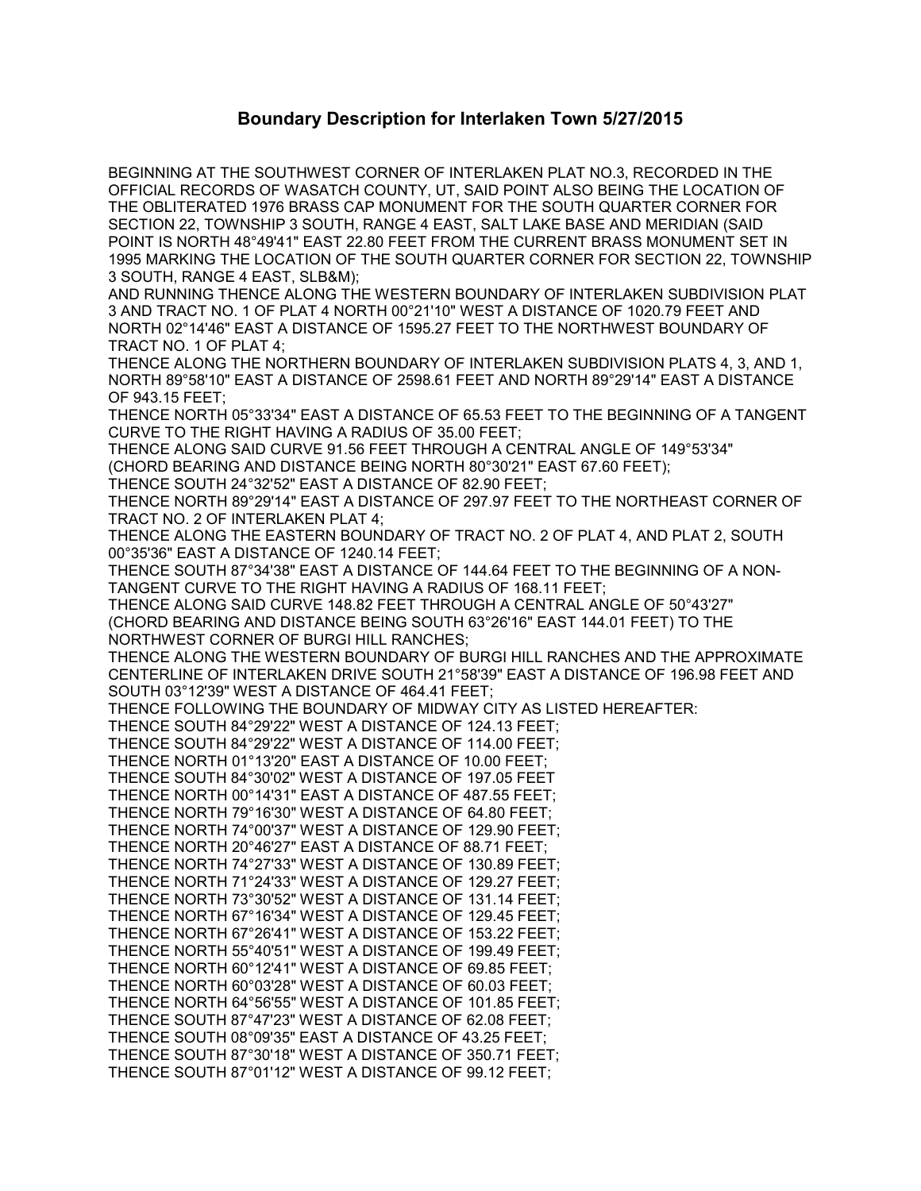# Boundary Description for Interlaken Town 5/27/2015

BEGINNING AT THE SOUTHWEST CORNER OF INTERLAKEN PLAT NO.3, RECORDED IN THE OFFICIAL RECORDS OF WASATCH COUNTY, UT, SAID POINT ALSO BEING THE LOCATION OF THE OBLITERATED 1976 BRASS CAP MONUMENT FOR THE SOUTH QUARTER CORNER FOR SECTION 22, TOWNSHIP 3 SOUTH, RANGE 4 EAST, SALT LAKE BASE AND MERIDIAN (SAID POINT IS NORTH 48°49'41" EAST 22.80 FEET FROM THE CURRENT BRASS MONUMENT SET IN 1995 MARKING THE LOCATION OF THE SOUTH QUARTER CORNER FOR SECTION 22, TOWNSHIP 3 SOUTH, RANGE 4 EAST, SLB&M);

AND RUNNING THENCE ALONG THE WESTERN BOUNDARY OF INTERLAKEN SUBDIVISION PLAT 3 AND TRACT NO. 1 OF PLAT 4 NORTH 00°21'10" WEST A DISTANCE OF 1020.79 FEET AND NORTH 02°14'46" EAST A DISTANCE OF 1595.27 FEET TO THE NORTHWEST BOUNDARY OF TRACT NO. 1 OF PLAT 4;

THENCE ALONG THE NORTHERN BOUNDARY OF INTERLAKEN SUBDIVISION PLATS 4, 3, AND 1, NORTH 89°58'10" EAST A DISTANCE OF 2598.61 FEET AND NORTH 89°29'14" EAST A DISTANCE OF 943.15 FEET;

THENCE NORTH 05°33'34" EAST A DISTANCE OF 65.53 FEET TO THE BEGINNING OF A TANGENT CURVE TO THE RIGHT HAVING A RADIUS OF 35.00 FEET;

THENCE ALONG SAID CURVE 91.56 FEET THROUGH A CENTRAL ANGLE OF 149°53'34" (CHORD BEARING AND DISTANCE BEING NORTH 80°30'21" EAST 67.60 FEET);

THENCE SOUTH 24°32'52" EAST A DISTANCE OF 82.90 FEET;

THENCE NORTH 89°29'14" EAST A DISTANCE OF 297.97 FEET TO THE NORTHEAST CORNER OF TRACT NO. 2 OF INTERLAKEN PLAT 4;

THENCE ALONG THE EASTERN BOUNDARY OF TRACT NO. 2 OF PLAT 4, AND PLAT 2, SOUTH 00°35'36" EAST A DISTANCE OF 1240.14 FEET;

THENCE SOUTH 87°34'38" EAST A DISTANCE OF 144.64 FEET TO THE BEGINNING OF A NON-TANGENT CURVE TO THE RIGHT HAVING A RADIUS OF 168.11 FEET;

THENCE ALONG SAID CURVE 148.82 FEET THROUGH A CENTRAL ANGLE OF 50°43'27" (CHORD BEARING AND DISTANCE BEING SOUTH 63°26'16" EAST 144.01 FEET) TO THE NORTHWEST CORNER OF BURGI HILL RANCHES;

THENCE ALONG THE WESTERN BOUNDARY OF BURGI HILL RANCHES AND THE APPROXIMATE CENTERLINE OF INTERLAKEN DRIVE SOUTH 21°58'39" EAST A DISTANCE OF 196.98 FEET AND SOUTH 03°12'39" WEST A DISTANCE OF 464.41 FEET;

THENCE FOLLOWING THE BOUNDARY OF MIDWAY CITY AS LISTED HEREAFTER:

THENCE SOUTH 84°29'22" WEST A DISTANCE OF 124.13 FEET;

THENCE SOUTH 84°29'22" WEST A DISTANCE OF 114.00 FEET;

THENCE NORTH 01°13'20" EAST A DISTANCE OF 10.00 FEET;

THENCE SOUTH 84°30'02" WEST A DISTANCE OF 197.05 FEET

THENCE NORTH 00°14'31" EAST A DISTANCE OF 487.55 FEET;

THENCE NORTH 79°16'30" WEST A DISTANCE OF 64.80 FEET;

THENCE NORTH 74°00'37" WEST A DISTANCE OF 129.90 FEET;

THENCE NORTH 20°46'27" EAST A DISTANCE OF 88.71 FEET;

THENCE NORTH 74°27'33" WEST A DISTANCE OF 130.89 FEET;

THENCE NORTH 71°24'33" WEST A DISTANCE OF 129.27 FEET;

THENCE NORTH 73°30'52" WEST A DISTANCE OF 131.14 FEET;

THENCE NORTH 67°16'34" WEST A DISTANCE OF 129.45 FEET;

THENCE NORTH 67°26'41" WEST A DISTANCE OF 153.22 FEET;

THENCE NORTH 55°40'51" WEST A DISTANCE OF 199.49 FEET;

THENCE NORTH 60°12'41" WEST A DISTANCE OF 69.85 FEET;

THENCE NORTH 60°03'28" WEST A DISTANCE OF 60.03 FEET;

THENCE NORTH 64°56'55" WEST A DISTANCE OF 101.85 FEET;

THENCE SOUTH 87°47'23" WEST A DISTANCE OF 62.08 FEET;

THENCE SOUTH 08°09'35" EAST A DISTANCE OF 43.25 FEET;

THENCE SOUTH 87°30'18" WEST A DISTANCE OF 350.71 FEET;

THENCE SOUTH 87°01'12" WEST A DISTANCE OF 99.12 FEET;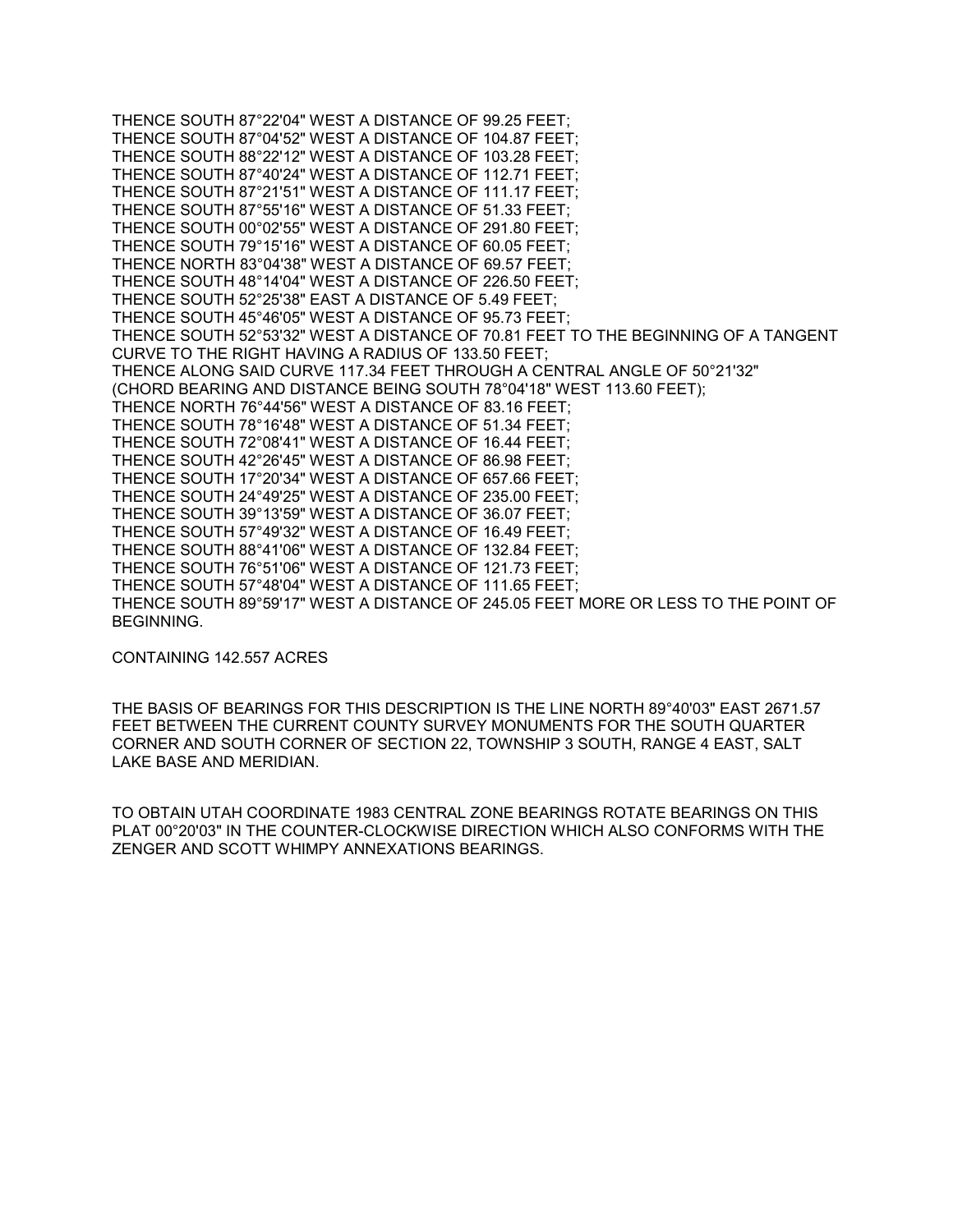THENCE SOUTH 87°22'04" WEST A DISTANCE OF 99.25 FEET;
THENCE SOUTH 87°04'52" WEST A DISTANCE OF 104.87 FEET;
THENCE SOUTH 88°22'12" WEST A DISTANCE OF 103.28 FEET;
THENCE SOUTH 87°40'24" WEST A DISTANCE OF 112.71 FEET;
THENCE SOUTH 87°21'51" WEST A DISTANCE OF 111.17 FEET;
THENCE SOUTH 87°55'16" WEST A DISTANCE OF 51.33 FEET;
THENCE SOUTH 00°02'55" WEST A DISTANCE OF 291.80 FEET;
THENCE SOUTH 79°15'16" WEST A DISTANCE OF 60.05 FEET;
THENCE NORTH 83°04'38" WEST A DISTANCE OF 69.57 FEET;
THENCE SOUTH 48°14'04" WEST A DISTANCE OF 226.50 FEET;
THENCE SOUTH 52°25'38" EAST A DISTANCE OF 5.49 FEET;
THENCE SOUTH 45°46'05" WEST A DISTANCE OF 95.73 FEET;
THENCE SOUTH 52°53'32" WEST A DISTANCE OF 70.81 FEET TO THE BEGINNING OF A TANGENT CURVE TO THE RIGHT HAVING A RADIUS OF 133.50 FEET;
THENCE ALONG SAID CURVE 117.34 FEET THROUGH A CENTRAL ANGLE OF 50°21'32" (CHORD BEARING AND DISTANCE BEING SOUTH 78°04'18" WEST 113.60 FEET);
THENCE NORTH 76°44'56" WEST A DISTANCE OF 83.16 FEET;
THENCE SOUTH 78°16'48" WEST A DISTANCE OF 51.34 FEET;
THENCE SOUTH 72°08'41" WEST A DISTANCE OF 16.44 FEET;
THENCE SOUTH 42°26'45" WEST A DISTANCE OF 86.98 FEET;
THENCE SOUTH 17°20'34" WEST A DISTANCE OF 657.66 FEET;
THENCE SOUTH 24°49'25" WEST A DISTANCE OF 235.00 FEET;
THENCE SOUTH 39°13'59" WEST A DISTANCE OF 36.07 FEET;
THENCE SOUTH 57°49'32" WEST A DISTANCE OF 16.49 FEET;
THENCE SOUTH 88°41'06" WEST A DISTANCE OF 132.84 FEET;
THENCE SOUTH 76°51'06" WEST A DISTANCE OF 121.73 FEET;
THENCE SOUTH 57°48'04" WEST A DISTANCE OF 111.65 FEET;
THENCE SOUTH 89°59'17" WEST A DISTANCE OF 245.05 FEET MORE OR LESS TO THE POINT OF BEGINNING.

CONTAINING 142.557 ACRES

THE BASIS OF BEARINGS FOR THIS DESCRIPTION IS THE LINE NORTH 89°40'03" EAST 2671.57 FEET BETWEEN THE CURRENT COUNTY SURVEY MONUMENTS FOR THE SOUTH QUARTER CORNER AND SOUTH CORNER OF SECTION 22, TOWNSHIP 3 SOUTH, RANGE 4 EAST, SALT LAKE BASE AND MERIDIAN.

TO OBTAIN UTAH COORDINATE 1983 CENTRAL ZONE BEARINGS ROTATE BEARINGS ON THIS PLAT 00°20'03" IN THE COUNTER-CLOCKWISE DIRECTION WHICH ALSO CONFORMS WITH THE ZENGER AND SCOTT WHIMPY ANNEXATIONS BEARINGS.